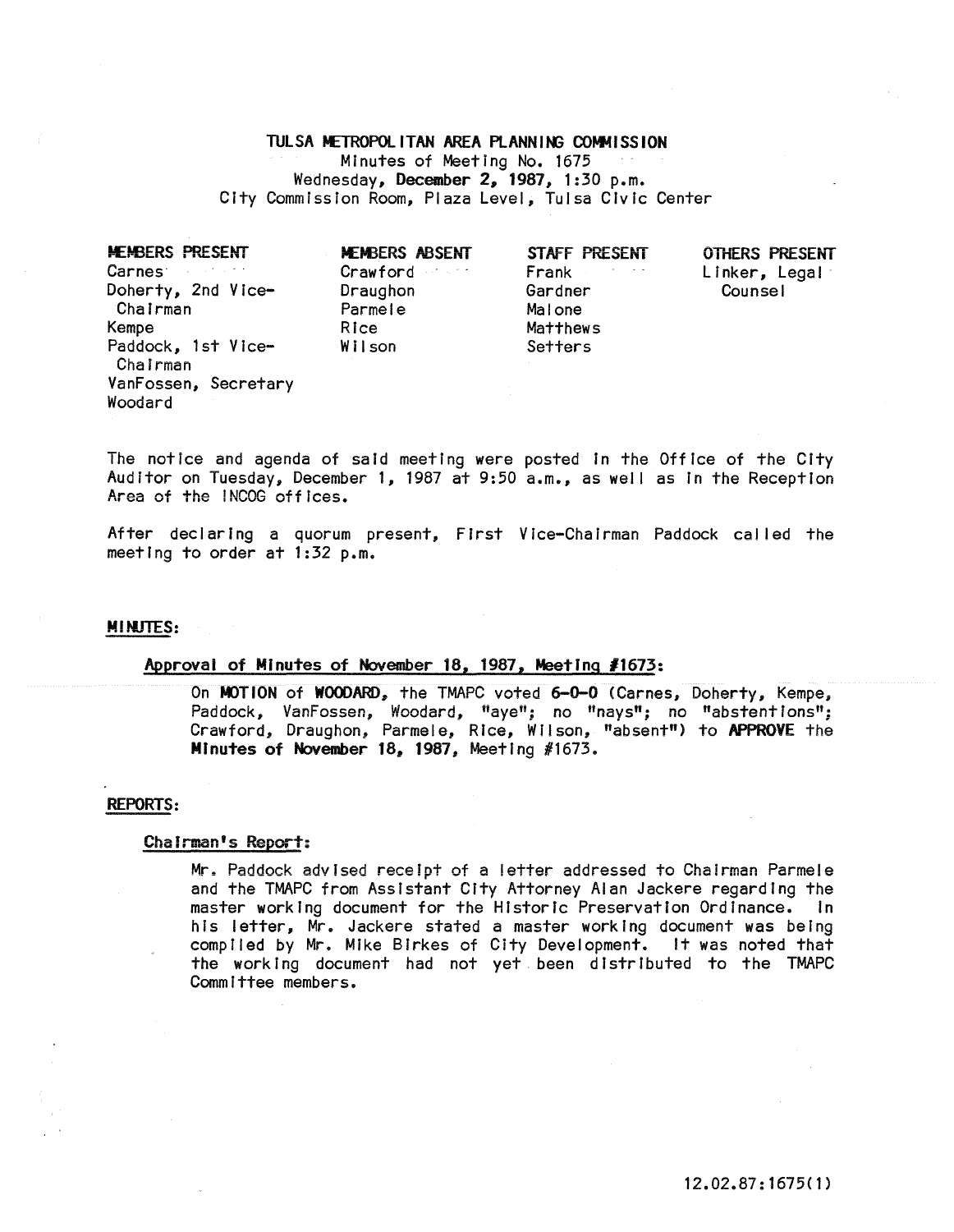# TULSA METROPOLITAN AREA PLANNING COMMISSION

Minutes of Meeting No. 1675
Wednesday, **December 2, 1987**, 1:30 p.m.
City Commission Room, Plaza Level, Tulsa Civic Center

| MEMBERS PRESENT | MEMBERS ABSENT | STAFF PRESENT | OTHERS PRESENT |
|---|---|---|---|
| Carnes | Crawford | Frank | Linker, Legal Counsel |
| Doherty, 2nd Vice-Chairman | Draughon | Gardner | |
| Kempe | Parmele | Malone | |
| Paddock, 1st Vice-Chairman | Rice | Matthews | |
| VanFossen, Secretary | Wilson | Setters | |
| Woodard | | | |

The notice and agenda of said meeting were posted in the Office of the City Auditor on Tuesday, December 1, 1987 at 9:50 a.m., as well as in the Reception Area of the INCOG offices.

After declaring a quorum present, First Vice-Chairman Paddock called the meeting to order at 1:32 p.m.

## MINUTES:

### Approval of Minutes of November 18, 1987, Meeting #1673:

On **MOTION** of **WOODARD**, the TMAPC voted **6-0-0** (Carnes, Doherty, Kempe, Paddock, VanFossen, Woodard, "aye"; no "nays"; no "abstentions"; Crawford, Draughon, Parmele, Rice, Wilson, "absent") to **APPROVE** the **Minutes of November 18, 1987**, Meeting #1673.

## REPORTS:

### Chairman's Report:

Mr. Paddock advised receipt of a letter addressed to Chairman Parmele and the TMAPC from Assistant City Attorney Alan Jackere regarding the master working document for the Historic Preservation Ordinance. In his letter, Mr. Jackere stated a master working document was being compiled by Mr. Mike Birkes of City Development. It was noted that the working document had not yet been distributed to the TMAPC Committee members.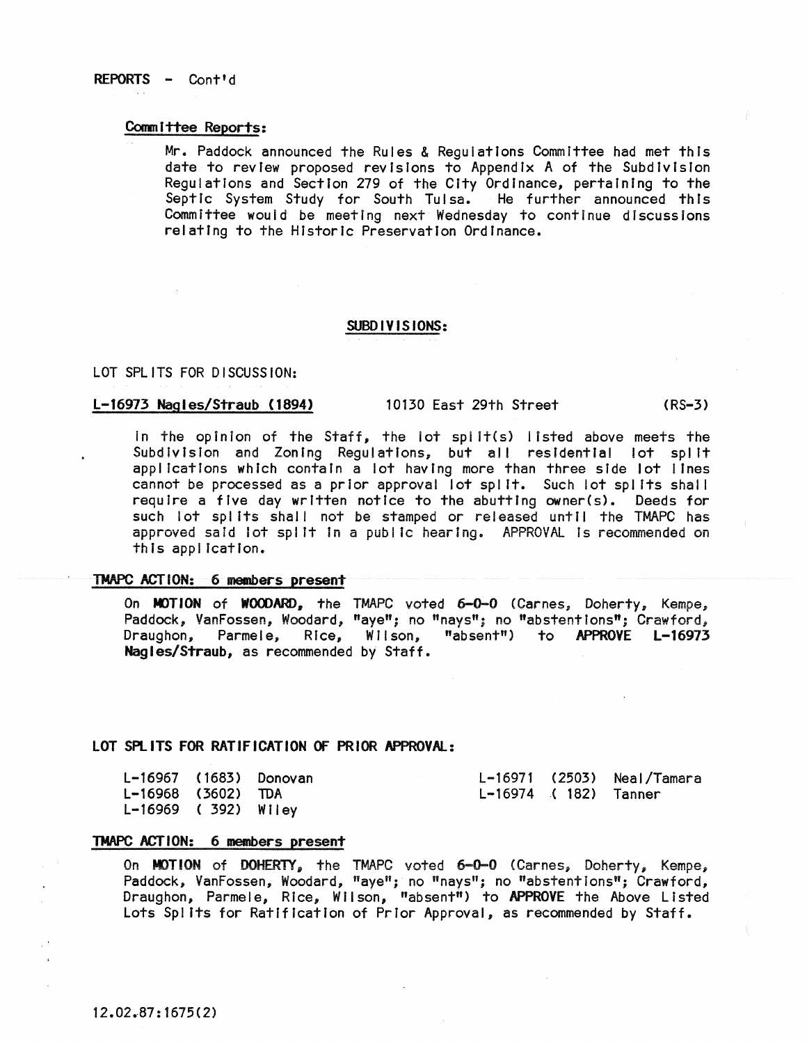REPORTS - Cont'd

**Committee Reports:**

Mr. Paddock announced the Rules & Regulations Committee had met this date to review proposed revisions to Appendix A of the Subdivision Regulations and Section 279 of the City Ordinance, pertaining to the Septic System Study for South Tulsa. He further announced this Committee would be meeting next Wednesday to continue discussions relating to the Historic Preservation Ordinance.

## SUBDIVISIONS:

LOT SPLITS FOR DISCUSSION:

**L-16973 Nagles/Straub (1894)** 10130 East 29th Street (RS-3)

In the opinion of the Staff, the lot split(s) listed above meets the Subdivision and Zoning Regulations, but all residential lot split applications which contain a lot having more than three side lot lines cannot be processed as a prior approval lot split. Such lot splits shall require a five day written notice to the abutting owner(s). Deeds for such lot splits shall not be stamped or released until the TMAPC has approved said lot split in a public hearing. APPROVAL is recommended on this application.

**TMAPC ACTION: 6 members present**

On **MOTION** of **WOODARD**, the TMAPC voted **6-0-0** (Carnes, Doherty, Kempe, Paddock, VanFossen, Woodard, "aye"; no "nays"; no "abstentions"; Crawford, Draughon, Parmele, Rice, Wilson, "absent") to **APPROVE L-16973 Nagles/Straub**, as recommended by Staff.

**LOT SPLITS FOR RATIFICATION OF PRIOR APPROVAL:**

L-16967 (1683) Donovan
L-16968 (3602) TDA
L-16969 ( 392) Wiley
L-16971 (2503) Neal/Tamara
L-16974 ( 182) Tanner

**TMAPC ACTION: 6 members present**

On **MOTION** of **DOHERTY**, the TMAPC voted **6-0-0** (Carnes, Doherty, Kempe, Paddock, VanFossen, Woodard, "aye"; no "nays"; no "abstentions"; Crawford, Draughon, Parmele, Rice, Wilson, "absent") to **APPROVE** the Above Listed Lots Splits for Ratification of Prior Approval, as recommended by Staff.

12.02.87:1675(2)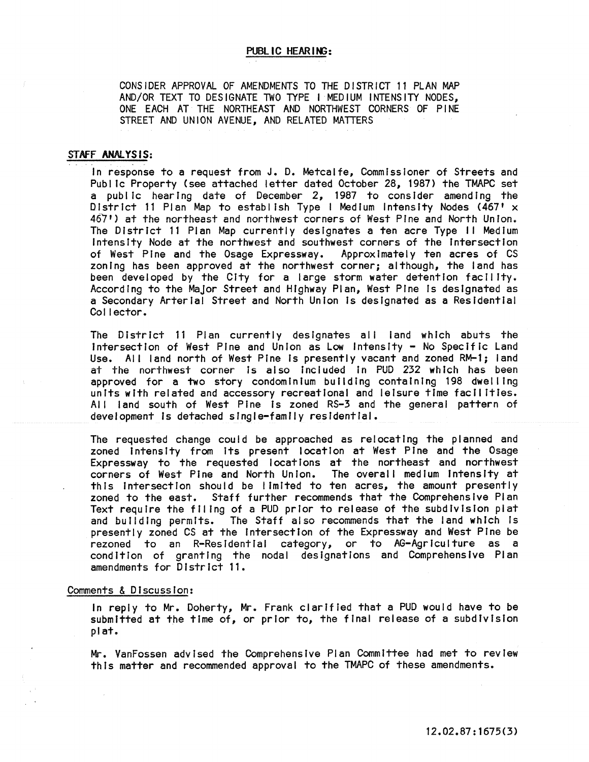**PUBLIC HEARING:**

CONSIDER APPROVAL OF AMENDMENTS TO THE DISTRICT 11 PLAN MAP AND/OR TEXT TO DESIGNATE TWO TYPE I MEDIUM INTENSITY NODES, ONE EACH AT THE NORTHEAST AND NORTHWEST CORNERS OF PINE STREET AND UNION AVENUE, AND RELATED MATTERS

**STAFF ANALYSIS:**

In response to a request from J. D. Metcalfe, Commissioner of Streets and Public Property (see attached letter dated October 28, 1987) the TMAPC set a public hearing date of December 2, 1987 to consider amending the District 11 Plan Map to establish Type I Medium Intensity Nodes (467' x 467') at the northeast and northwest corners of West Pine and North Union. The District 11 Plan Map currently designates a ten acre Type II Medium Intensity Node at the northwest and southwest corners of the intersection of West Pine and the Osage Expressway. Approximately ten acres of CS zoning has been approved at the northwest corner; although, the land has been developed by the City for a large storm water detention facility. According to the Major Street and Highway Plan, West Pine is designated as a Secondary Arterial Street and North Union is designated as a Residential Collector.

The District 11 Plan currently designates all land which abuts the intersection of West Pine and Union as Low Intensity - No Specific Land Use. All land north of West Pine is presently vacant and zoned RM-1; land at the northwest corner is also included in PUD 232 which has been approved for a two story condominium building containing 198 dwelling units with related and accessory recreational and leisure time facilities. All land south of West Pine is zoned RS-3 and the general pattern of development is detached single-family residential.

The requested change could be approached as relocating the planned and zoned intensity from its present location at West Pine and the Osage Expressway to the requested locations at the northeast and northwest corners of West Pine and North Union. The overall medium intensity at this intersection should be limited to ten acres, the amount presently zoned to the east. Staff further recommends that the Comprehensive Plan Text require the filing of a PUD prior to release of the subdivision plat and building permits. The Staff also recommends that the land which is presently zoned CS at the intersection of the Expressway and West Pine be rezoned to an R-Residential category, or to AG-Agriculture as a condition of granting the nodal designations and Comprehensive Plan amendments for District 11.

Comments & Discussion:

In reply to Mr. Doherty, Mr. Frank clarified that a PUD would have to be submitted at the time of, or prior to, the final release of a subdivision plat.

Mr. VanFossen advised the Comprehensive Plan Committee had met to review this matter and recommended approval to the TMAPC of these amendments.

12.02.87:1675(3)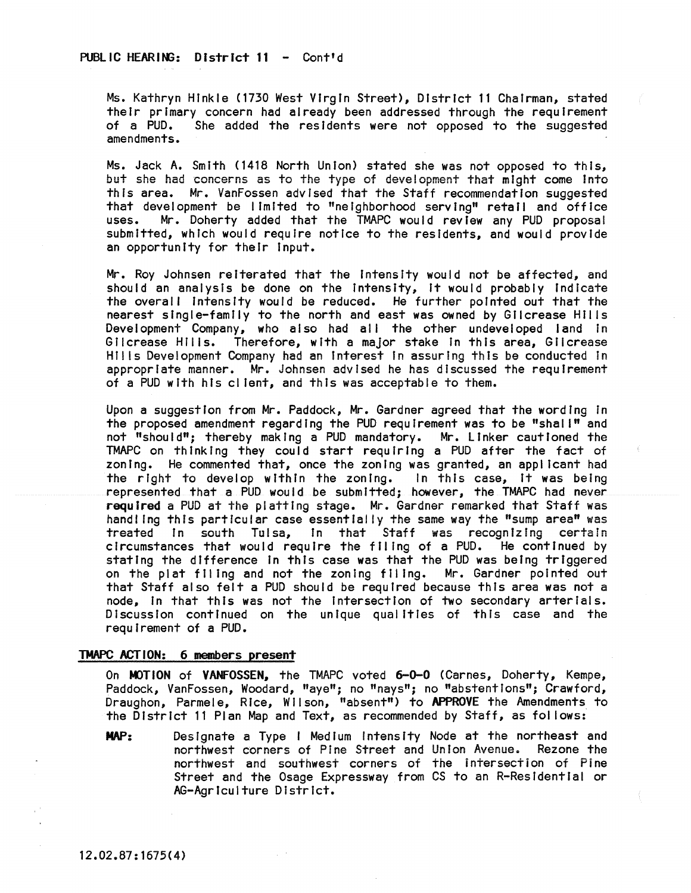PUBLIC HEARING: District 11 - Cont'd

Ms. Kathryn Hinkle (1730 West Virgin Street), District 11 Chairman, stated their primary concern had already been addressed through the requirement of a PUD. She added the residents were not opposed to the suggested amendments.

Ms. Jack A. Smith (1418 North Union) stated she was not opposed to this, but she had concerns as to the type of development that might come into this area. Mr. VanFossen advised that the Staff recommendation suggested that development be limited to "neighborhood serving" retail and office uses. Mr. Doherty added that the TMAPC would review any PUD proposal submitted, which would require notice to the residents, and would provide an opportunity for their input.

Mr. Roy Johnsen reiterated that the intensity would not be affected, and should an analysis be done on the intensity, it would probably indicate the overall intensity would be reduced. He further pointed out that the nearest single-family to the north and east was owned by Gilcrease Hills Development Company, who also had all the other undeveloped land in Gilcrease Hills. Therefore, with a major stake in this area, Gilcrease Hills Development Company had an interest in assuring this be conducted in appropriate manner. Mr. Johnsen advised he has discussed the requirement of a PUD with his client, and this was acceptable to them.

Upon a suggestion from Mr. Paddock, Mr. Gardner agreed that the wording in the proposed amendment regarding the PUD requirement was to be "shall" and not "should"; thereby making a PUD mandatory. Mr. Linker cautioned the TMAPC on thinking they could start requiring a PUD after the fact of zoning. He commented that, once the zoning was granted, an applicant had the right to develop within the zoning. In this case, it was being represented that a PUD would be submitted; however, the TMAPC had never **required** a PUD at the platting stage. Mr. Gardner remarked that Staff was handling this particular case essentially the same way the "sump area" was treated in south Tulsa, in that Staff was recognizing certain circumstances that would require the filing of a PUD. He continued by stating the difference in this case was that the PUD was being triggered on the plat filing and not the zoning filing. Mr. Gardner pointed out that Staff also felt a PUD should be required because this area was not a node, in that this was not the intersection of two secondary arterials. Discussion continued on the unique qualities of this case and the requirement of a PUD.

**TMAPC ACTION: 6 members present**

On **MOTION** of **VANFOSSEN**, the TMAPC voted **6-0-0** (Carnes, Doherty, Kempe, Paddock, VanFossen, Woodard, "aye"; no "nays"; no "abstentions"; Crawford, Draughon, Parmele, Rice, Wilson, "absent") to **APPROVE** the Amendments to the District 11 Plan Map and Text, as recommended by Staff, as follows:

**MAP:** Designate a Type I Medium Intensity Node at the northeast and northwest corners of Pine Street and Union Avenue. Rezone the northwest and southwest corners of the intersection of Pine Street and the Osage Expressway from CS to an R-Residential or AG-Agriculture District.

12.02.87:1675(4)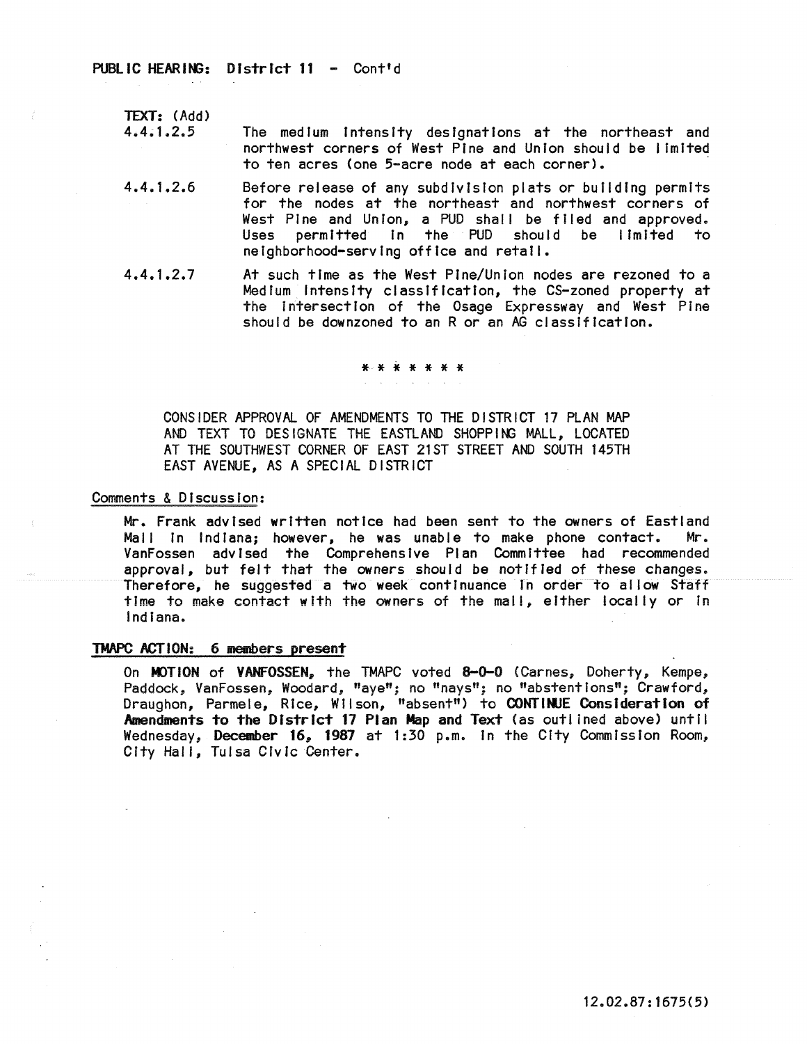**PUBLIC HEARING: District 11 - Cont'd**

**TEXT:** (Add)

4.4.1.2.5 The medium intensity designations at the northeast and northwest corners of West Pine and Union should be limited to ten acres (one 5-acre node at each corner).

4.4.1.2.6 Before release of any subdivision plats or building permits for the nodes at the northeast and northwest corners of West Pine and Union, a PUD shall be filed and approved. Uses permitted in the PUD should be limited to neighborhood-serving office and retail.

4.4.1.2.7 At such time as the West Pine/Union nodes are rezoned to a Medium Intensity classification, the CS-zoned property at the intersection of the Osage Expressway and West Pine should be downzoned to an R or an AG classification.

\* \* \* \* \* \* \*

CONSIDER APPROVAL OF AMENDMENTS TO THE DISTRICT 17 PLAN MAP AND TEXT TO DESIGNATE THE EASTLAND SHOPPING MALL, LOCATED AT THE SOUTHWEST CORNER OF EAST 21ST STREET AND SOUTH 145TH EAST AVENUE, AS A SPECIAL DISTRICT

Comments & Discussion:

Mr. Frank advised written notice had been sent to the owners of Eastland Mall in Indiana; however, he was unable to make phone contact. Mr. VanFossen advised the Comprehensive Plan Committee had recommended approval, but felt that the owners should be notified of these changes. Therefore, he suggested a two week continuance in order to allow Staff time to make contact with the owners of the mall, either locally or in Indiana.

**TMAPC ACTION: 6 members present**

On **MOTION** of **VANFOSSEN,** the TMAPC voted **8-0-0** (Carnes, Doherty, Kempe, Paddock, VanFossen, Woodard, "aye"; no "nays"; no "abstentions"; Crawford, Draughon, Parmele, Rice, Wilson, "absent") to **CONTINUE Consideration of Amendments to the District 17 Plan Map and Text** (as outlined above) until Wednesday, **December 16, 1987** at 1:30 p.m. in the City Commission Room, City Hall, Tulsa Civic Center.

12.02.87:1675(5)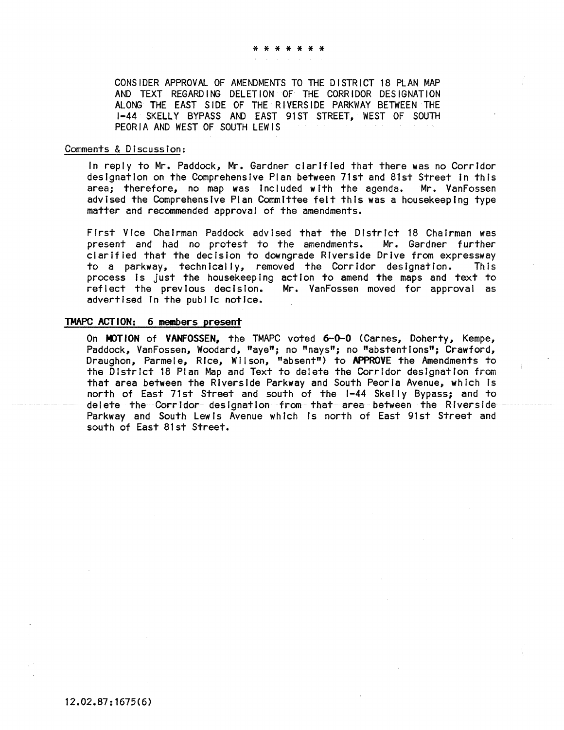* * * * * * *

CONSIDER APPROVAL OF AMENDMENTS TO THE DISTRICT 18 PLAN MAP AND TEXT REGARDING DELETION OF THE CORRIDOR DESIGNATION ALONG THE EAST SIDE OF THE RIVERSIDE PARKWAY BETWEEN THE I-44 SKELLY BYPASS AND EAST 91ST STREET, WEST OF SOUTH PEORIA AND WEST OF SOUTH LEWIS

Comments & Discussion:

In reply to Mr. Paddock, Mr. Gardner clarified that there was no Corridor designation on the Comprehensive Plan between 71st and 81st Street in this area; therefore, no map was included with the agenda. Mr. VanFossen advised the Comprehensive Plan Committee felt this was a housekeeping type matter and recommended approval of the amendments.

First Vice Chairman Paddock advised that the District 18 Chairman was present and had no protest to the amendments. Mr. Gardner further clarified that the decision to downgrade Riverside Drive from expressway to a parkway, technically, removed the Corridor designation. This process is just the housekeeping action to amend the maps and text to reflect the previous decision. Mr. VanFossen moved for approval as advertised in the public notice.

**TMAPC ACTION: 6 members present**

On **MOTION** of **VANFOSSEN**, the TMAPC voted **6-0-0** (Carnes, Doherty, Kempe, Paddock, VanFossen, Woodard, "aye"; no "nays"; no "abstentions"; Crawford, Draughon, Parmele, Rice, Wilson, "absent") to **APPROVE** the Amendments to the District 18 Plan Map and Text to delete the Corridor designation from that area between the Riverside Parkway and South Peoria Avenue, which is north of East 71st Street and south of the I-44 Skelly Bypass; and to delete the Corridor designation from that area between the Riverside Parkway and South Lewis Avenue which is north of East 91st Street and south of East 81st Street.

12.02.87:1675(6)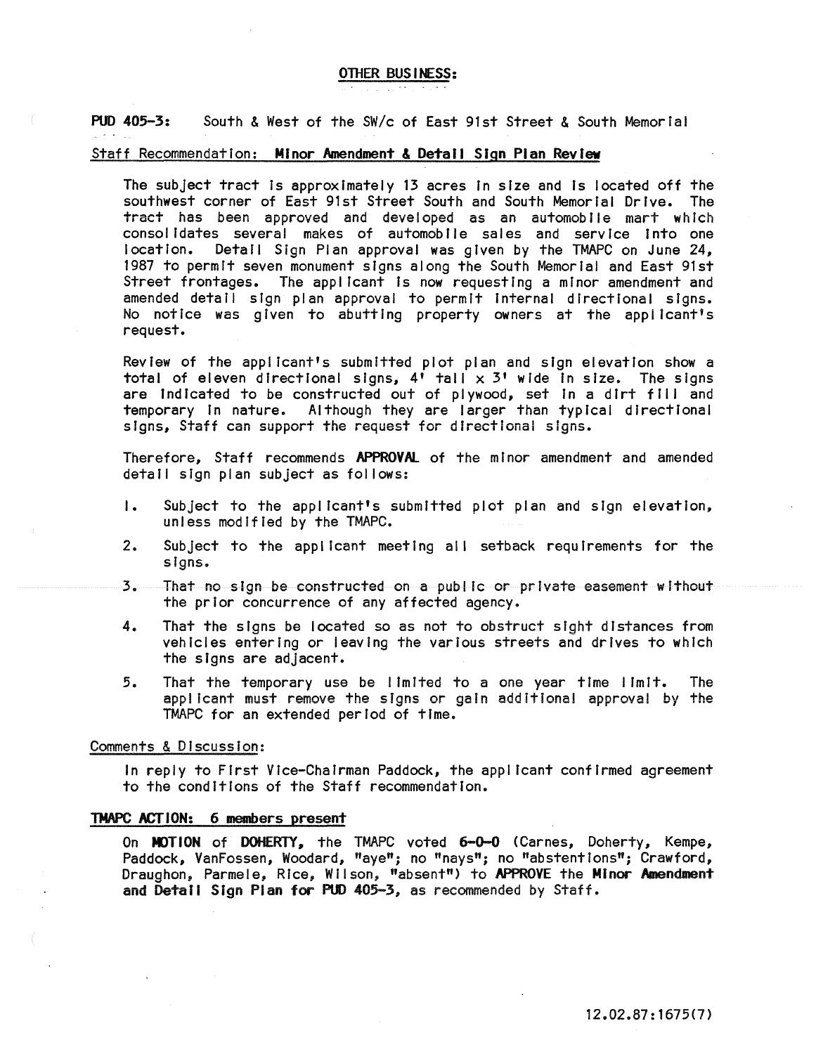## OTHER BUSINESS:

**PUD 405-3:** South & West of the SW/c of East 91st Street & South Memorial

Staff Recommendation: **Minor Amendment & Detail Sign Plan Review**

The subject tract is approximately 13 acres in size and is located off the southwest corner of East 91st Street South and South Memorial Drive. The tract has been approved and developed as an automobile mart which consolidates several makes of automobile sales and service into one location. Detail Sign Plan approval was given by the TMAPC on June 24, 1987 to permit seven monument signs along the South Memorial and East 91st Street frontages. The applicant is now requesting a minor amendment and amended detail sign plan approval to permit internal directional signs. No notice was given to abutting property owners at the applicant's request.

Review of the applicant's submitted plot plan and sign elevation show a total of eleven directional signs, 4' tall x 3' wide in size. The signs are indicated to be constructed out of plywood, set in a dirt fill and temporary in nature. Although they are larger than typical directional signs, Staff can support the request for directional signs.

Therefore, Staff recommends **APPROVAL** of the minor amendment and amended detail sign plan subject as follows:

1. Subject to the applicant's submitted plot plan and sign elevation, unless modified by the TMAPC.
2. Subject to the applicant meeting all setback requirements for the signs.
3. That no sign be constructed on a public or private easement without the prior concurrence of any affected agency.
4. That the signs be located so as not to obstruct sight distances from vehicles entering or leaving the various streets and drives to which the signs are adjacent.
5. That the temporary use be limited to a one year time limit. The applicant must remove the signs or gain additional approval by the TMAPC for an extended period of time.

Comments & Discussion:

In reply to First Vice-Chairman Paddock, the applicant confirmed agreement to the conditions of the Staff recommendation.

**TMAPC ACTION: 6 members present**

On **MOTION** of **DOHERTY**, the TMAPC voted **6-0-0** (Carnes, Doherty, Kempe, Paddock, VanFossen, Woodard, "aye"; no "nays"; no "abstentions"; Crawford, Draughon, Parmele, Rice, Wilson, "absent") to **APPROVE** the **Minor Amendment and Detail Sign Plan for PUD 405-3**, as recommended by Staff.

12.02.87:1675(7)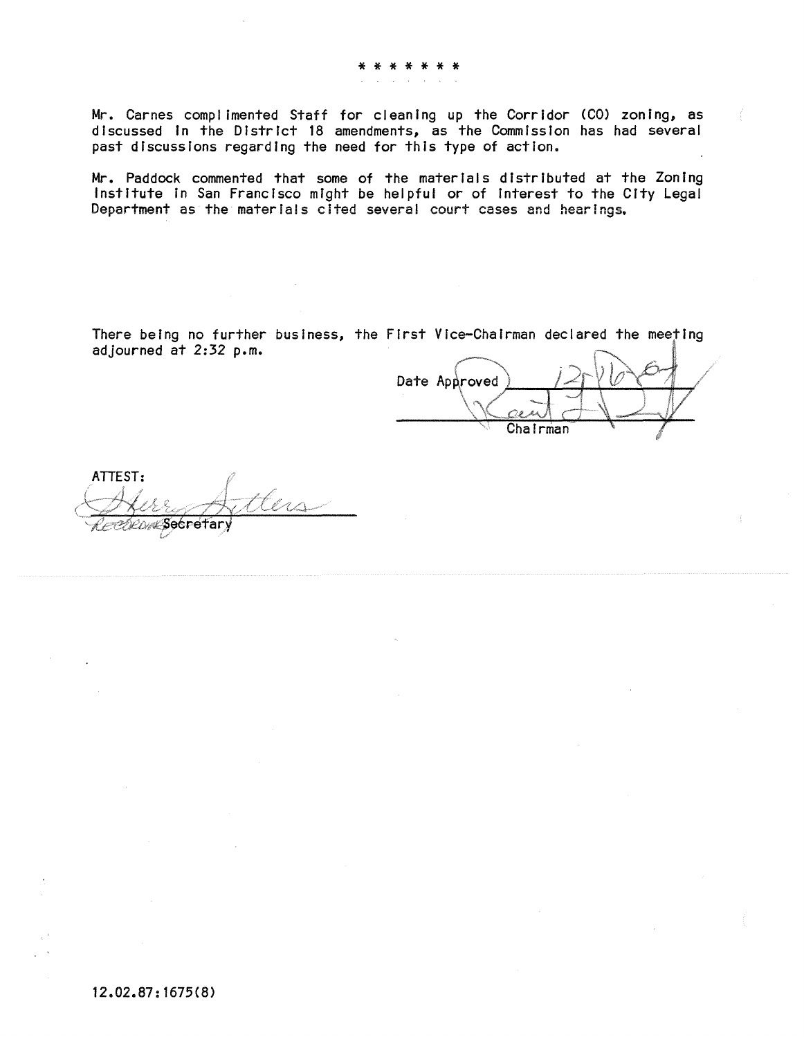\* \* \* \* \* \* \*

Mr. Carnes complimented Staff for cleaning up the Corridor (CO) zoning, as discussed in the District 18 amendments, as the Commission has had several past discussions regarding the need for this type of action.

Mr. Paddock commented that some of the materials distributed at the Zoning Institute in San Francisco might be helpful or of interest to the City Legal Department as the materials cited several court cases and hearings.

There being no further business, the First Vice-Chairman declared the meeting adjourned at 2:32 p.m.

Date Approved 12-16-87

Chairman

ATTEST:

Recording Secretary

12.02.87:1675(8)